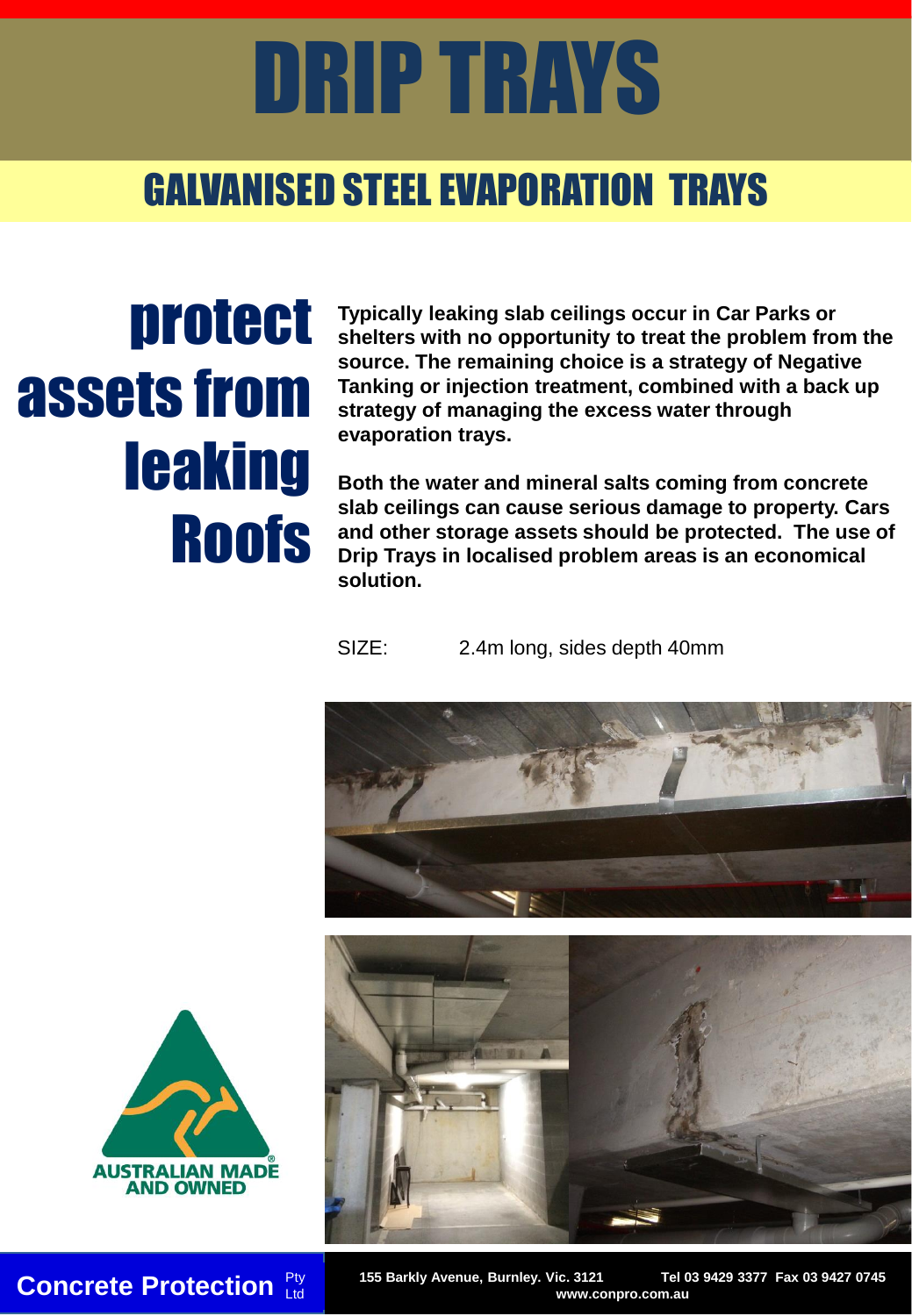# DRIP TRAYS

## GALVANISED STEEL EVAPORATION TRAYS

## protect assets from leaking Roofs

**Typically leaking slab ceilings occur in Car Parks or shelters with no opportunity to treat the problem from the source. The remaining choice is a strategy of Negative Tanking or injection treatment, combined with a back up strategy of managing the excess water through evaporation trays.**

**Both the water and mineral salts coming from concrete slab ceilings can cause serious damage to property. Cars and other storage assets should be protected. The use of Drip Trays in localised problem areas is an economical solution.**

SIZE: 2.4m long, sides depth 40mm

AUSTRALIAN MADE AND OWNED

**Concrete Protection** Pty Ltd

**155 Barkly Avenue, Burnley. Vic. 3121 Tel 03 9429 3377 Fax 03 9427 0745**
**www.conpro.com.au**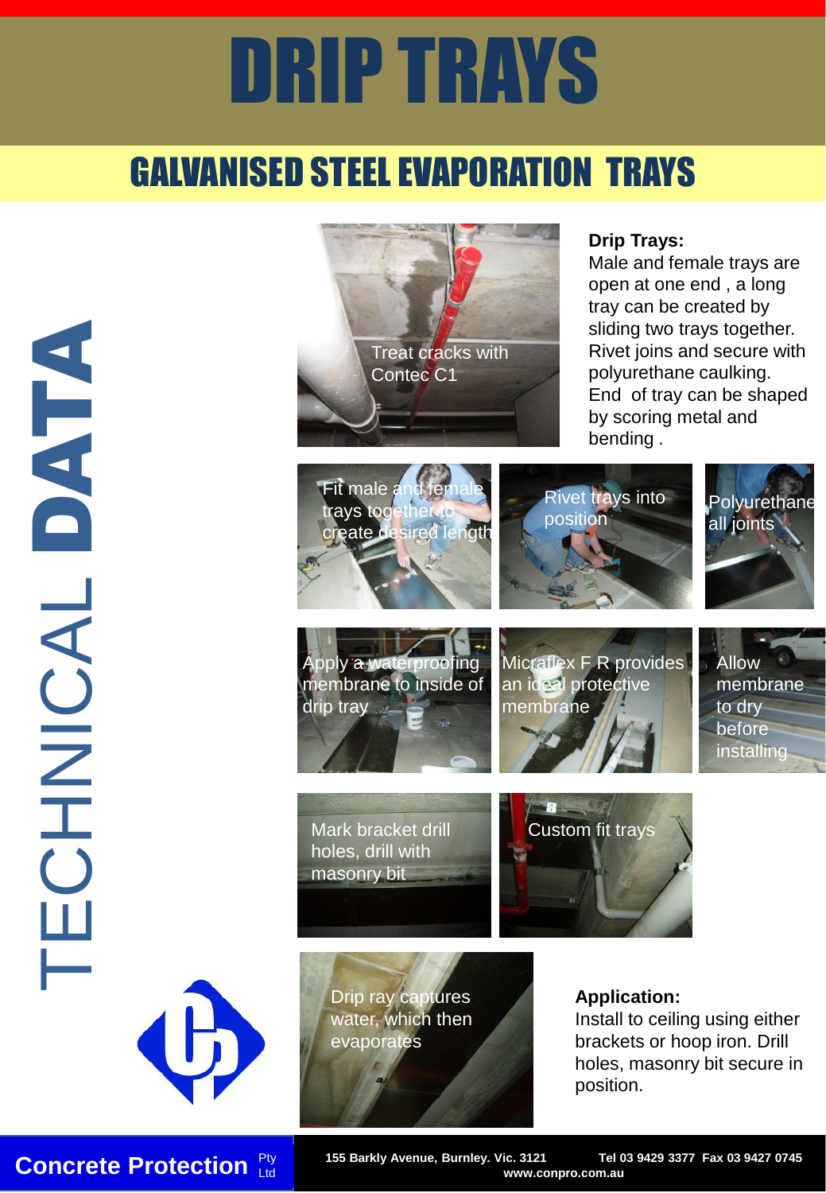# DRIP TRAYS

## GALVANISED STEEL EVAPORATION TRAYS

TECHNICAL DATA

Treat cracks with Contec C1

**Drip Trays:**
Male and female trays are open at one end , a long tray can be created by sliding two trays together. Rivet joins and secure with polyurethane caulking. End of tray can be shaped by scoring metal and bending .

Fit male and female trays together to create desired length

Rivet trays into position

Polyurethane all joints

Apply a waterproofing membrane to inside of drip tray

Micraflex F R provides an ideal protective membrane

Allow membrane to dry before installing

Mark bracket drill holes, drill with masonry bit

Custom fit trays

Drip ray captures water, which then evaporates

**Application:**
Install to ceiling using either brackets or hoop iron. Drill holes, masonry bit secure in position.

Concrete Protection Pty Ltd

155 Barkly Avenue, Burnley. Vic. 3121 Tel 03 9429 3377 Fax 03 9427 0745
www.conpro.com.au